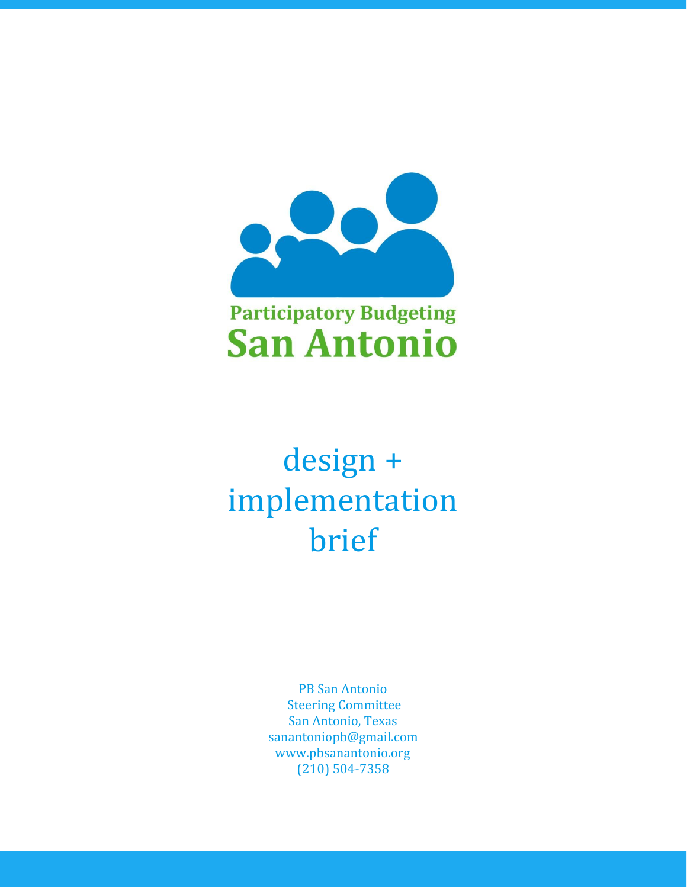**Participatory Budgeting**

**San Antonio**

# design + implementation brief

PB San Antonio
Steering Committee
San Antonio, Texas
sanantoniopb@gmail.com
www.pbsanantonio.org
(210) 504-7358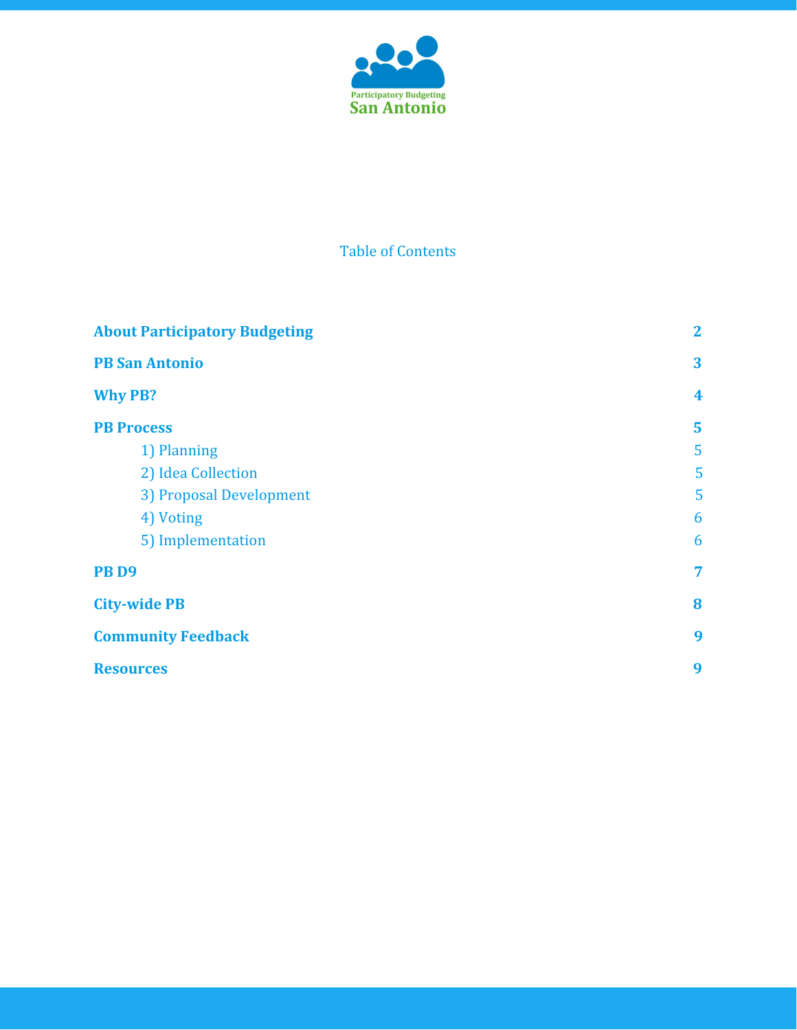Participatory Budgeting
San Antonio

# Table of Contents

| | |
|---|---|
| **About Participatory Budgeting** | **2** |
| **PB San Antonio** | **3** |
| **Why PB?** | **4** |
| **PB Process** | **5** |
| 1) Planning | 5 |
| 2) Idea Collection | 5 |
| 3) Proposal Development | 5 |
| 4) Voting | 6 |
| 5) Implementation | 6 |
| **PB D9** | **7** |
| **City-wide PB** | **8** |
| **Community Feedback** | **9** |
| **Resources** | **9** |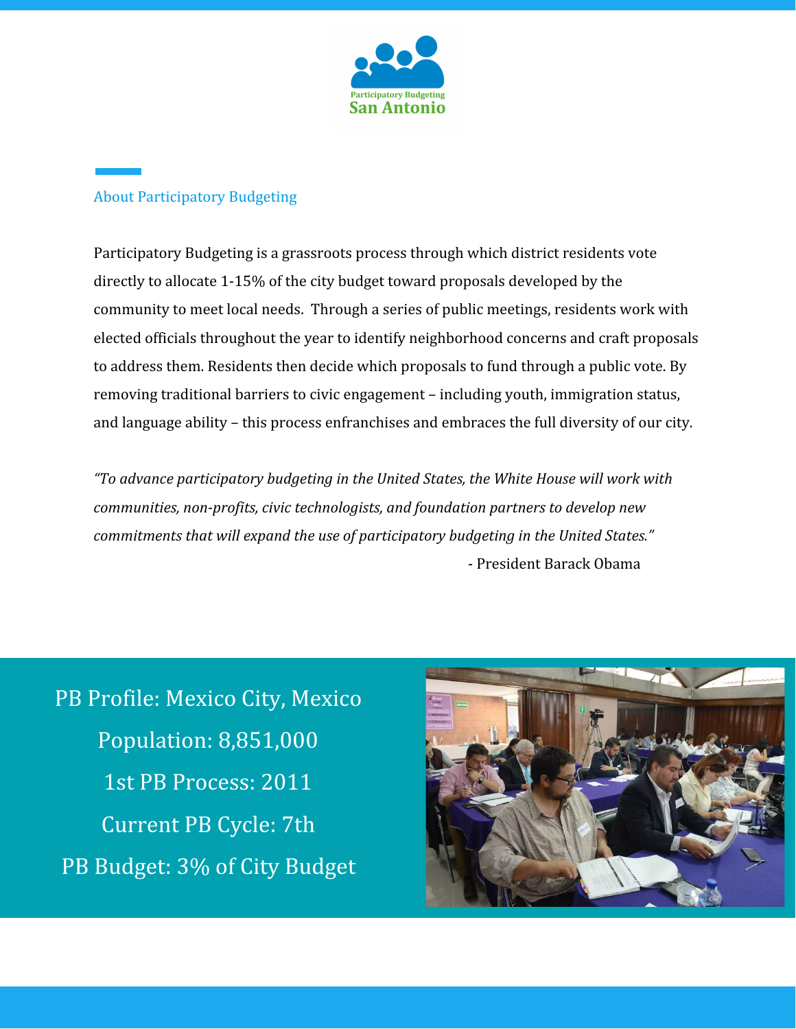Participatory Budgeting
San Antonio

## About Participatory Budgeting

Participatory Budgeting is a grassroots process through which district residents vote directly to allocate 1-15% of the city budget toward proposals developed by the community to meet local needs.  Through a series of public meetings, residents work with elected officials throughout the year to identify neighborhood concerns and craft proposals to address them. Residents then decide which proposals to fund through a public vote. By removing traditional barriers to civic engagement – including youth, immigration status, and language ability – this process enfranchises and embraces the full diversity of our city.

*“To advance participatory budgeting in the United States, the White House will work with communities, non-profits, civic technologists, and foundation partners to develop new commitments that will expand the use of participatory budgeting in the United States.”*

- President Barack Obama

PB Profile: Mexico City, Mexico

Population: 8,851,000

1st PB Process: 2011

Current PB Cycle: 7th

PB Budget: 3% of City Budget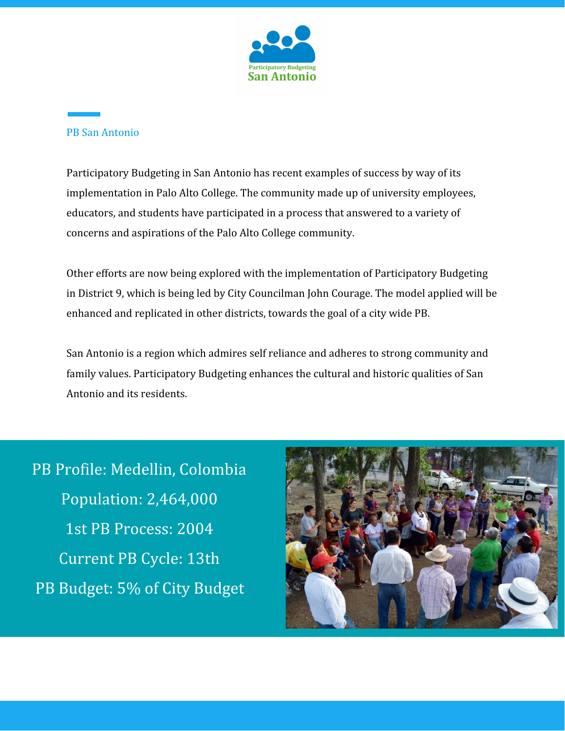Participatory Budgeting San Antonio

## PB San Antonio

Participatory Budgeting in San Antonio has recent examples of success by way of its implementation in Palo Alto College. The community made up of university employees, educators, and students have participated in a process that answered to a variety of concerns and aspirations of the Palo Alto College community.

Other efforts are now being explored with the implementation of Participatory Budgeting in District 9, which is being led by City Councilman John Courage. The model applied will be enhanced and replicated in other districts, towards the goal of a city wide PB.

San Antonio is a region which admires self reliance and adheres to strong community and family values. Participatory Budgeting enhances the cultural and historic qualities of San Antonio and its residents.

PB Profile: Medellin, Colombia

Population: 2,464,000

1st PB Process: 2004

Current PB Cycle: 13th

PB Budget: 5% of City Budget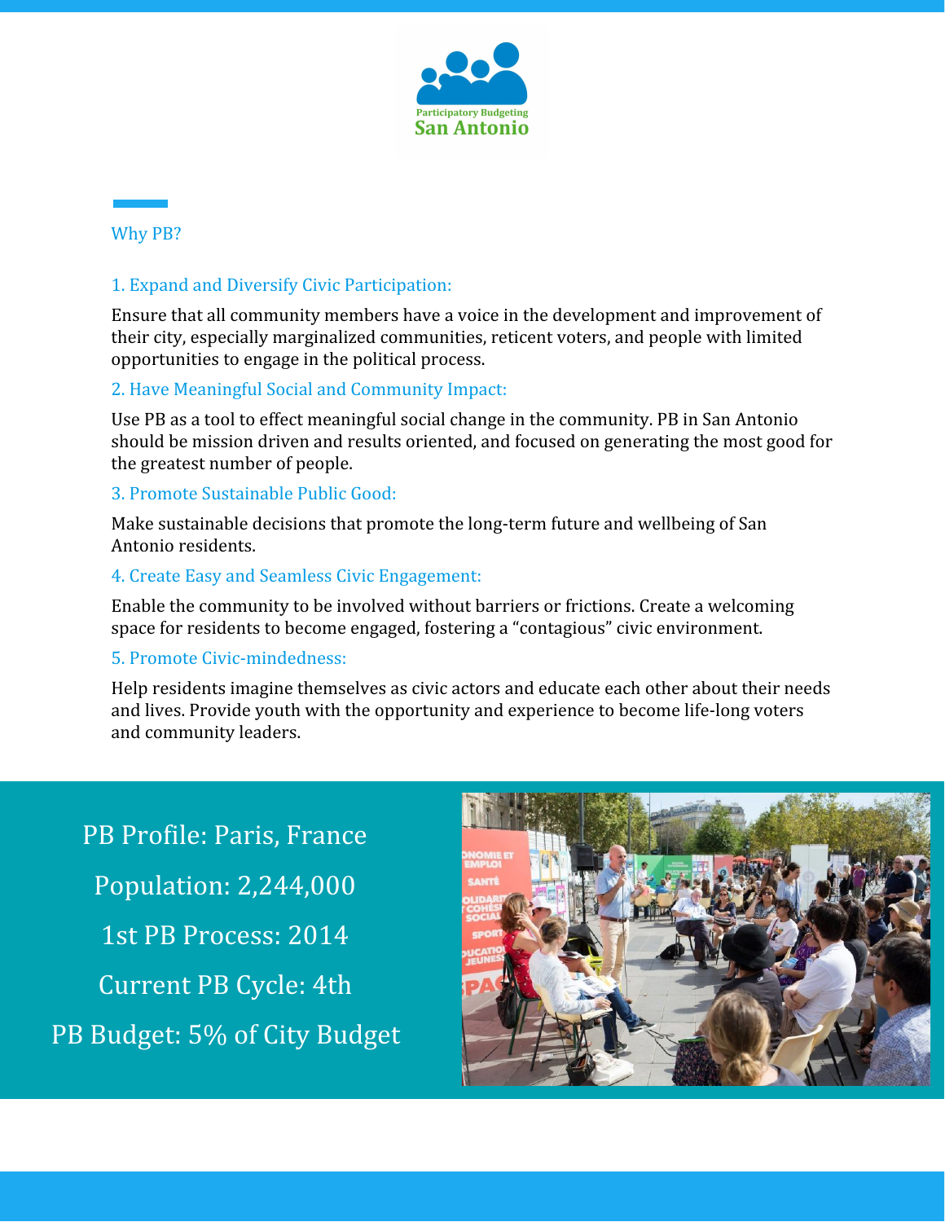Participatory Budgeting San Antonio

## Why PB?

### 1. Expand and Diversify Civic Participation:

Ensure that all community members have a voice in the development and improvement of their city, especially marginalized communities, reticent voters, and people with limited opportunities to engage in the political process.

### 2. Have Meaningful Social and Community Impact:

Use PB as a tool to effect meaningful social change in the community. PB in San Antonio should be mission driven and results oriented, and focused on generating the most good for the greatest number of people.

### 3. Promote Sustainable Public Good:

Make sustainable decisions that promote the long-term future and wellbeing of San Antonio residents.

### 4. Create Easy and Seamless Civic Engagement:

Enable the community to be involved without barriers or frictions. Create a welcoming space for residents to become engaged, fostering a "contagious" civic environment.

### 5. Promote Civic-mindedness:

Help residents imagine themselves as civic actors and educate each other about their needs and lives. Provide youth with the opportunity and experience to become life-long voters and community leaders.

## PB Profile: Paris, France

Population: 2,244,000

1st PB Process: 2014

Current PB Cycle: 4th

PB Budget: 5% of City Budget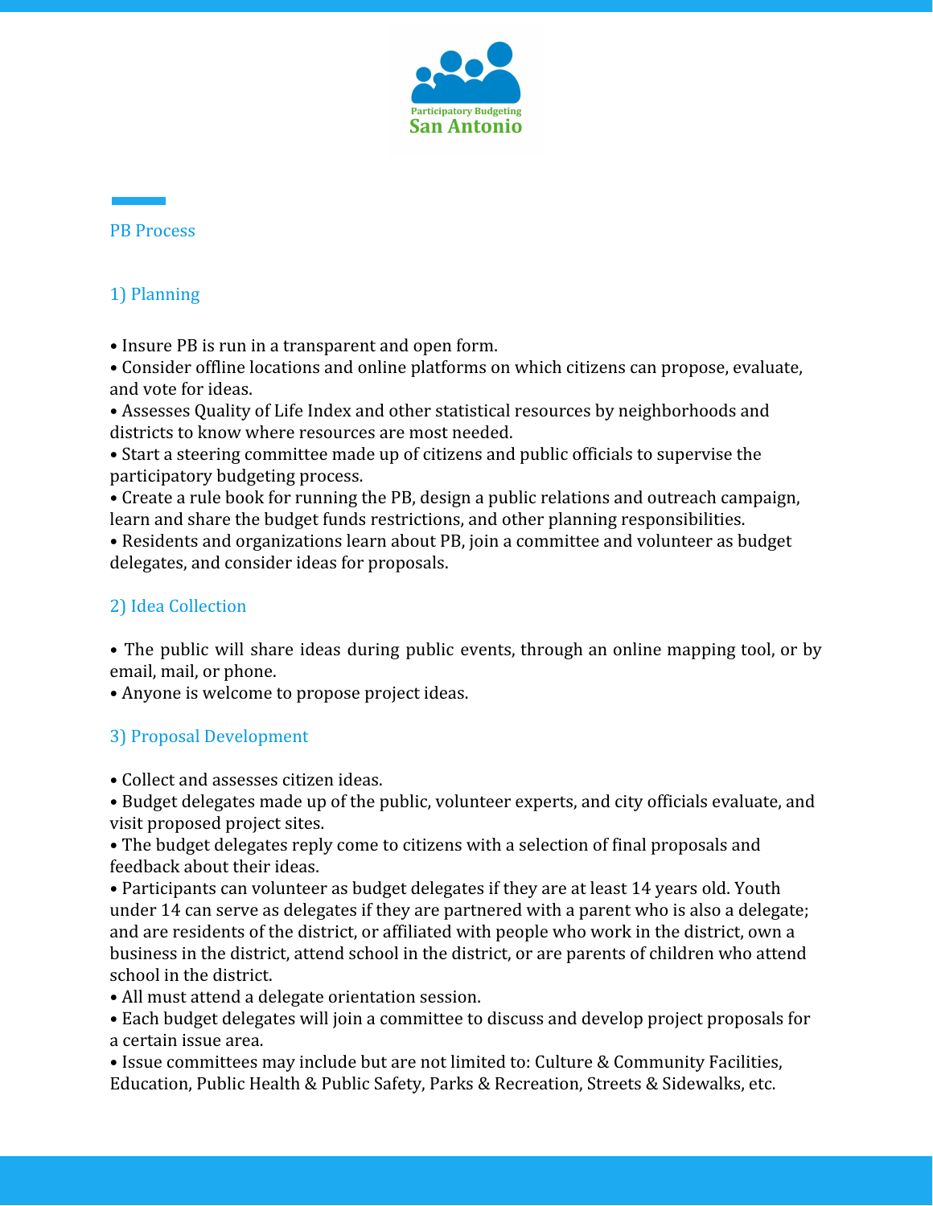## PB Process

### 1) Planning

- Insure PB is run in a transparent and open form.
- Consider offline locations and online platforms on which citizens can propose, evaluate, and vote for ideas.
- Assesses Quality of Life Index and other statistical resources by neighborhoods and districts to know where resources are most needed.
- Start a steering committee made up of citizens and public officials to supervise the participatory budgeting process.
- Create a rule book for running the PB, design a public relations and outreach campaign, learn and share the budget funds restrictions, and other planning responsibilities.
- Residents and organizations learn about PB, join a committee and volunteer as budget delegates, and consider ideas for proposals.

### 2) Idea Collection

- The public will share ideas during public events, through an online mapping tool, or by email, mail, or phone.
- Anyone is welcome to propose project ideas.

### 3) Proposal Development

- Collect and assesses citizen ideas.
- Budget delegates made up of the public, volunteer experts, and city officials evaluate, and visit proposed project sites.
- The budget delegates reply come to citizens with a selection of final proposals and feedback about their ideas.
- Participants can volunteer as budget delegates if they are at least 14 years old. Youth under 14 can serve as delegates if they are partnered with a parent who is also a delegate; and are residents of the district, or affiliated with people who work in the district, own a business in the district, attend school in the district, or are parents of children who attend school in the district.
- All must attend a delegate orientation session.
- Each budget delegates will join a committee to discuss and develop project proposals for a certain issue area.
- Issue committees may include but are not limited to: Culture & Community Facilities, Education, Public Health & Public Safety, Parks & Recreation, Streets & Sidewalks, etc.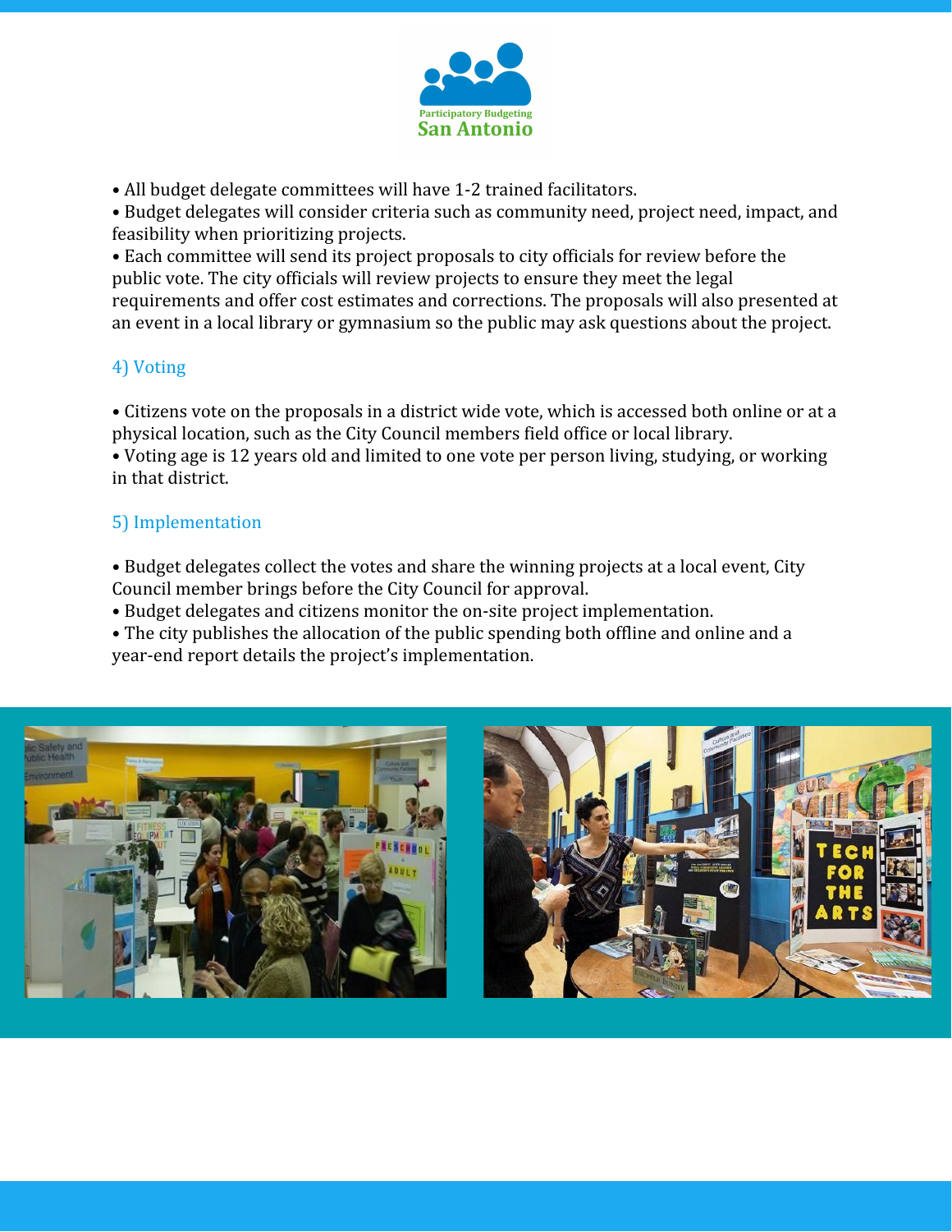• All budget delegate committees will have 1-2 trained facilitators.
• Budget delegates will consider criteria such as community need, project need, impact, and feasibility when prioritizing projects.
• Each committee will send its project proposals to city officials for review before the public vote. The city officials will review projects to ensure they meet the legal requirements and offer cost estimates and corrections. The proposals will also presented at an event in a local library or gymnasium so the public may ask questions about the project.

## 4) Voting

• Citizens vote on the proposals in a district wide vote, which is accessed both online or at a physical location, such as the City Council members field office or local library.
• Voting age is 12 years old and limited to one vote per person living, studying, or working in that district.

## 5) Implementation

• Budget delegates collect the votes and share the winning projects at a local event, City Council member brings before the City Council for approval.
• Budget delegates and citizens monitor the on-site project implementation.
• The city publishes the allocation of the public spending both offline and online and a year-end report details the project's implementation.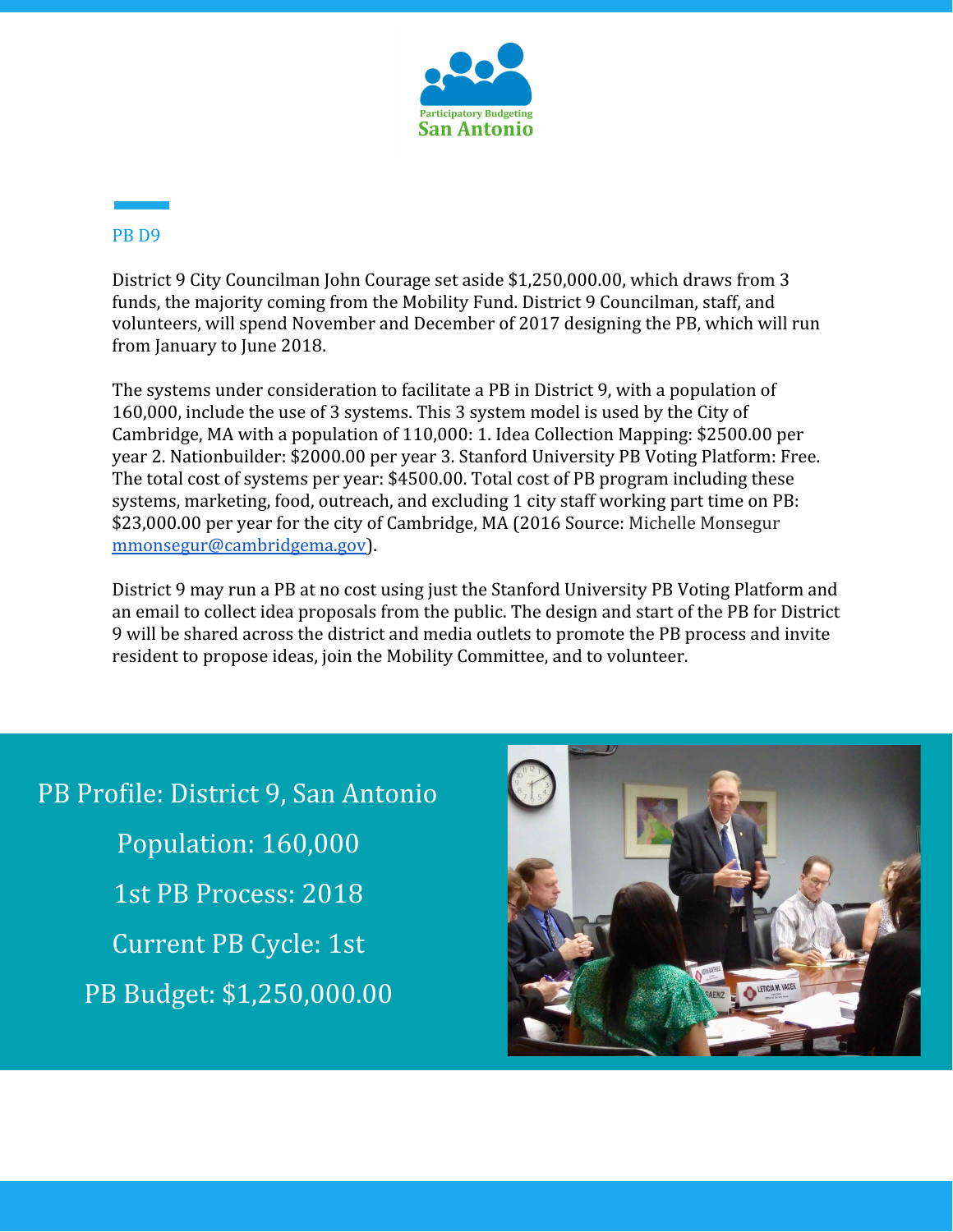Participatory Budgeting San Antonio

## PB D9

District 9 City Councilman John Courage set aside $1,250,000.00, which draws from 3 funds, the majority coming from the Mobility Fund. District 9 Councilman, staff, and volunteers, will spend November and December of 2017 designing the PB, which will run from January to June 2018.

The systems under consideration to facilitate a PB in District 9, with a population of 160,000, include the use of 3 systems. This 3 system model is used by the City of Cambridge, MA with a population of 110,000: 1. Idea Collection Mapping: $2500.00 per year 2. Nationbuilder: $2000.00 per year 3. Stanford University PB Voting Platform: Free. The total cost of systems per year: $4500.00. Total cost of PB program including these systems, marketing, food, outreach, and excluding 1 city staff working part time on PB: $23,000.00 per year for the city of Cambridge, MA (2016 Source: Michelle Monsegur mmonsegur@cambridgema.gov).

District 9 may run a PB at no cost using just the Stanford University PB Voting Platform and an email to collect idea proposals from the public. The design and start of the PB for District 9 will be shared across the district and media outlets to promote the PB process and invite resident to propose ideas, join the Mobility Committee, and to volunteer.

PB Profile: District 9, San Antonio

Population: 160,000

1st PB Process: 2018

Current PB Cycle: 1st

PB Budget: $1,250,000.00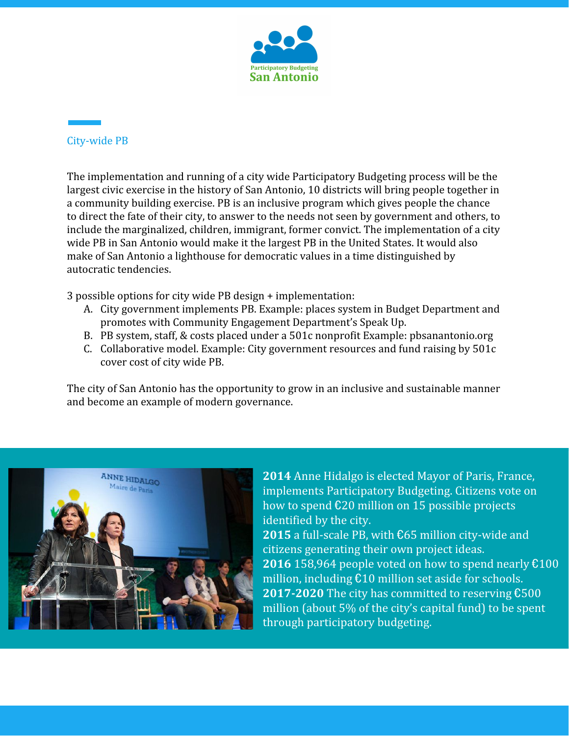Participatory Budgeting
San Antonio

## City-wide PB

The implementation and running of a city wide Participatory Budgeting process will be the largest civic exercise in the history of San Antonio, 10 districts will bring people together in a community building exercise. PB is an inclusive program which gives people the chance to direct the fate of their city, to answer to the needs not seen by government and others, to include the marginalized, children, immigrant, former convict. The implementation of a city wide PB in San Antonio would make it the largest PB in the United States. It would also make of San Antonio a lighthouse for democratic values in a time distinguished by autocratic tendencies.

3 possible options for city wide PB design + implementation:

A. City government implements PB. Example: places system in Budget Department and promotes with Community Engagement Department's Speak Up.
B. PB system, staff, & costs placed under a 501c nonprofit Example: pbsanantonio.org
C. Collaborative model. Example: City government resources and fund raising by 501c cover cost of city wide PB.

The city of San Antonio has the opportunity to grow in an inclusive and sustainable manner and become an example of modern governance.

**2014** Anne Hidalgo is elected Mayor of Paris, France, implements Participatory Budgeting. Citizens vote on how to spend €20 million on 15 possible projects identified by the city.
**2015** a full-scale PB, with €65 million city-wide and citizens generating their own project ideas.
**2016** 158,964 people voted on how to spend nearly €100 million, including €10 million set aside for schools.
**2017-2020** The city has committed to reserving €500 million (about 5% of the city's capital fund) to be spent through participatory budgeting.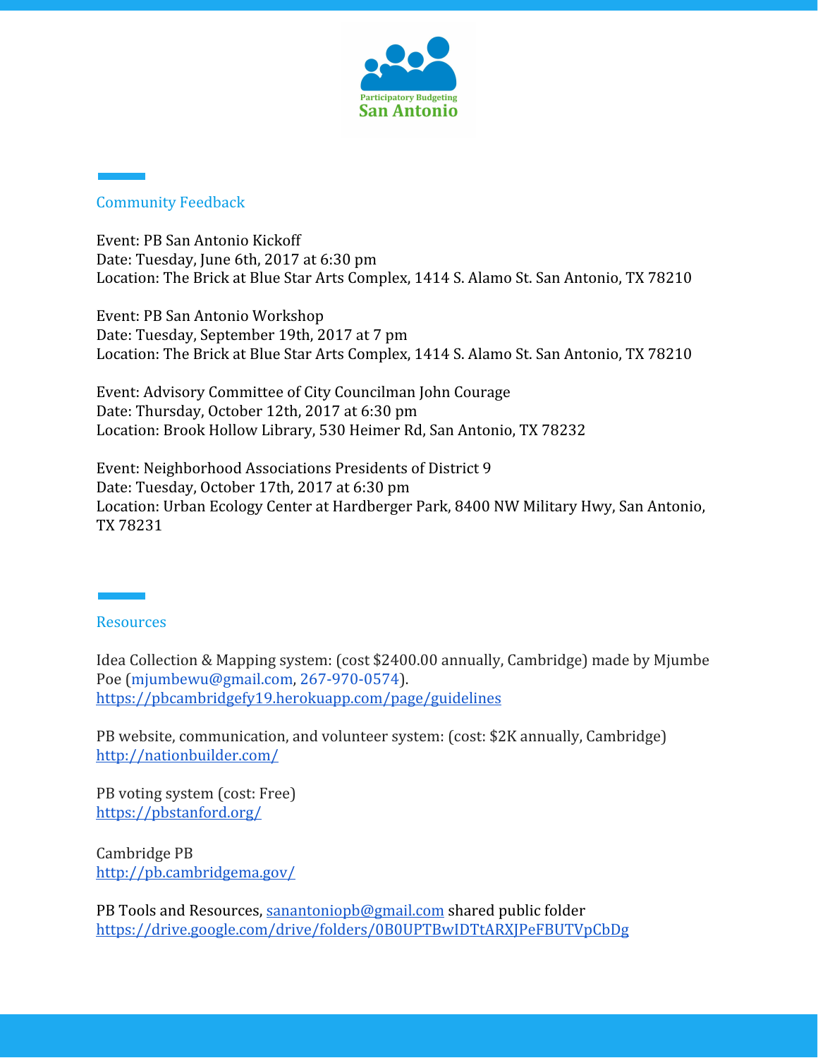Participatory Budgeting San Antonio

## Community Feedback

Event: PB San Antonio Kickoff
Date: Tuesday, June 6th, 2017 at 6:30 pm
Location: The Brick at Blue Star Arts Complex, 1414 S. Alamo St. San Antonio, TX 78210

Event: PB San Antonio Workshop
Date: Tuesday, September 19th, 2017 at 7 pm
Location: The Brick at Blue Star Arts Complex, 1414 S. Alamo St. San Antonio, TX 78210

Event: Advisory Committee of City Councilman John Courage
Date: Thursday, October 12th, 2017 at 6:30 pm
Location: Brook Hollow Library, 530 Heimer Rd, San Antonio, TX 78232

Event: Neighborhood Associations Presidents of District 9
Date: Tuesday, October 17th, 2017 at 6:30 pm
Location: Urban Ecology Center at Hardberger Park, 8400 NW Military Hwy, San Antonio, TX 78231

## Resources

Idea Collection & Mapping system: (cost $2400.00 annually, Cambridge) made by Mjumbe Poe (mjumbewu@gmail.com, 267-970-0574).
https://pbcambridgefy19.herokuapp.com/page/guidelines

PB website, communication, and volunteer system: (cost: $2K annually, Cambridge)
http://nationbuilder.com/

PB voting system (cost: Free)
https://pbstanford.org/

Cambridge PB
http://pb.cambridgema.gov/

PB Tools and Resources, sanantoniopb@gmail.com shared public folder
https://drive.google.com/drive/folders/0B0UPTBwIDTtARXJPeFBUTVpCbDg